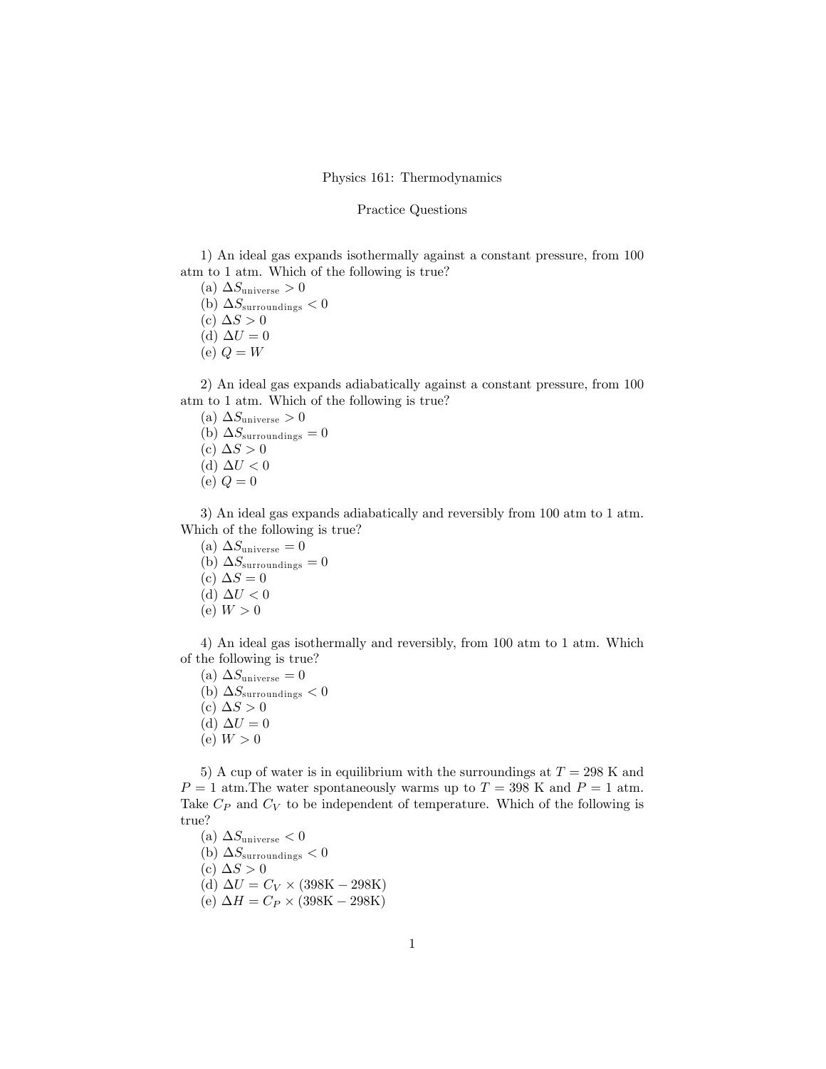# Physics 161: Thermodynamics

## Practice Questions

1) An ideal gas expands isothermally against a constant pressure, from 100 atm to 1 atm. Which of the following is true?

(a) $\Delta S_{\text{universe}} > 0$
(b) $\Delta S_{\text{surroundings}} < 0$
(c) $\Delta S > 0$
(d) $\Delta U = 0$
(e) $Q = W$

2) An ideal gas expands adiabatically against a constant pressure, from 100 atm to 1 atm. Which of the following is true?

(a) $\Delta S_{\text{universe}} > 0$
(b) $\Delta S_{\text{surroundings}} = 0$
(c) $\Delta S > 0$
(d) $\Delta U < 0$
(e) $Q = 0$

3) An ideal gas expands adiabatically and reversibly from 100 atm to 1 atm. Which of the following is true?

(a) $\Delta S_{\text{universe}} = 0$
(b) $\Delta S_{\text{surroundings}} = 0$
(c) $\Delta S = 0$
(d) $\Delta U < 0$
(e) $W > 0$

4) An ideal gas isothermally and reversibly, from 100 atm to 1 atm. Which of the following is true?

(a) $\Delta S_{\text{universe}} = 0$
(b) $\Delta S_{\text{surroundings}} < 0$
(c) $\Delta S > 0$
(d) $\Delta U = 0$
(e) $W > 0$

5) A cup of water is in equilibrium with the surroundings at $T = 298$ K and $P = 1$ atm.The water spontaneously warms up to $T = 398$ K and $P = 1$ atm. Take $C_P$ and $C_V$ to be independent of temperature. Which of the following is true?

(a) $\Delta S_{\text{universe}} < 0$
(b) $\Delta S_{\text{surroundings}} < 0$
(c) $\Delta S > 0$
(d) $\Delta U = C_V \times (398\text{K} - 298\text{K})$
(e) $\Delta H = C_P \times (398\text{K} - 298\text{K})$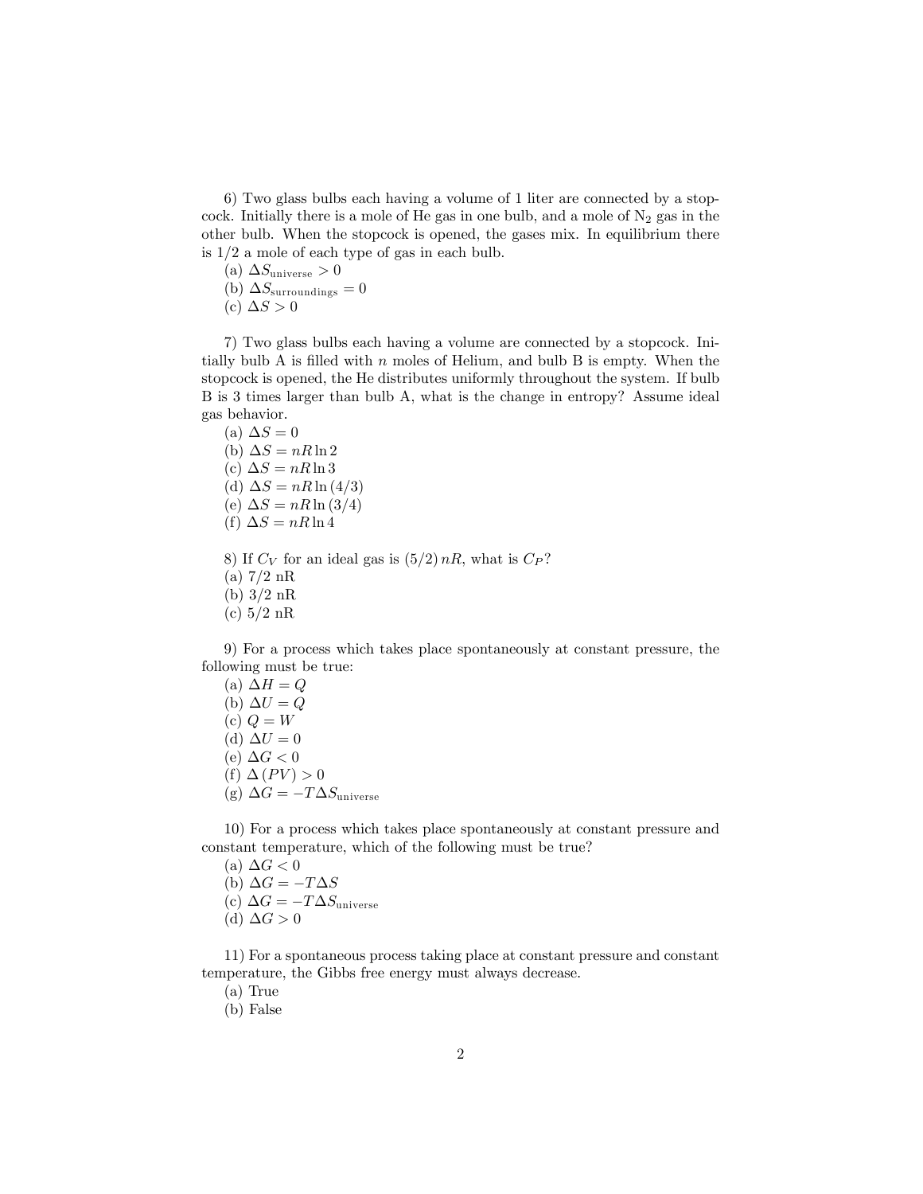6) Two glass bulbs each having a volume of 1 liter are connected by a stopcock. Initially there is a mole of He gas in one bulb, and a mole of $N_2$ gas in the other bulb. When the stopcock is opened, the gases mix. In equilibrium there is 1/2 a mole of each type of gas in each bulb.

(a) $\Delta S_{\text{universe}} > 0$
(b) $\Delta S_{\text{surroundings}} = 0$
(c) $\Delta S > 0$

7) Two glass bulbs each having a volume are connected by a stopcock. Initially bulb A is filled with $n$ moles of Helium, and bulb B is empty. When the stopcock is opened, the He distributes uniformly throughout the system. If bulb B is 3 times larger than bulb A, what is the change in entropy? Assume ideal gas behavior.

(a) $\Delta S = 0$
(b) $\Delta S = nR \ln 2$
(c) $\Delta S = nR \ln 3$
(d) $\Delta S = nR \ln (4/3)$
(e) $\Delta S = nR \ln (3/4)$
(f) $\Delta S = nR \ln 4$

8) If $C_V$ for an ideal gas is $(5/2)\, nR$, what is $C_P$?
(a) 7/2 nR
(b) 3/2 nR
(c) 5/2 nR

9) For a process which takes place spontaneously at constant pressure, the following must be true:

(a) $\Delta H = Q$
(b) $\Delta U = Q$
(c) $Q = W$
(d) $\Delta U = 0$
(e) $\Delta G < 0$
(f) $\Delta (PV) > 0$
(g) $\Delta G = -T\Delta S_{\text{universe}}$

10) For a process which takes place spontaneously at constant pressure and constant temperature, which of the following must be true?

(a) $\Delta G < 0$
(b) $\Delta G = -T\Delta S$
(c) $\Delta G = -T\Delta S_{\text{universe}}$
(d) $\Delta G > 0$

11) For a spontaneous process taking place at constant pressure and constant temperature, the Gibbs free energy must always decrease.

(a) True
(b) False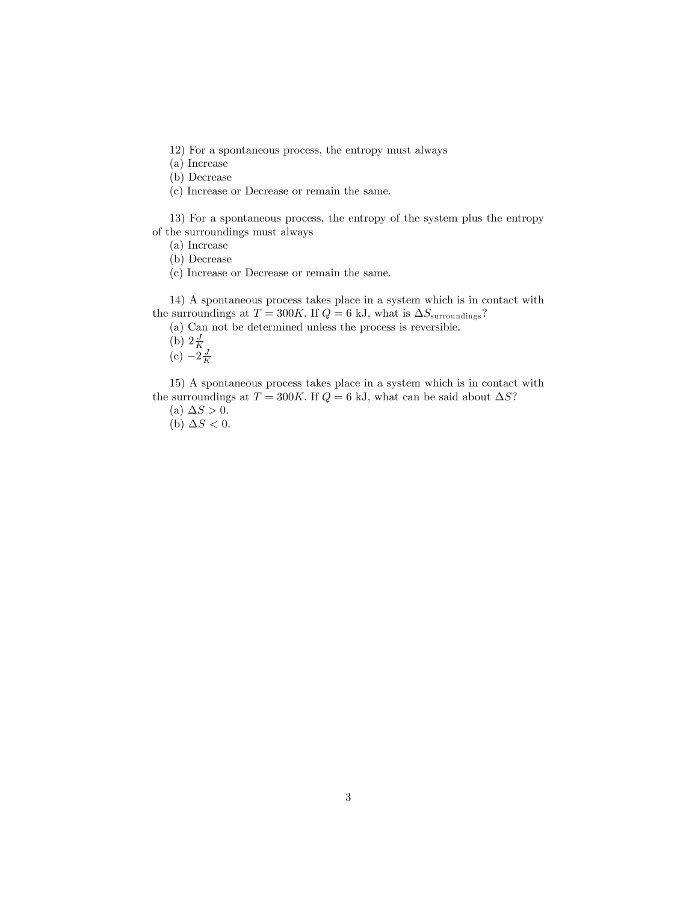12) For a spontaneous process, the entropy must always

(a) Increase

(b) Decrease

(c) Increase or Decrease or remain the same.

13) For a spontaneous process, the entropy of the system plus the entropy of the surroundings must always

(a) Increase

(b) Decrease

(c) Increase or Decrease or remain the same.

14) A spontaneous process takes place in a system which is in contact with the surroundings at $T = 300K$. If $Q = 6$ kJ, what is $\Delta S_{\text{surroundings}}$?

(a) Can not be determined unless the process is reversible.

(b) $2 \frac{J}{K}$

(c) $-2 \frac{J}{K}$

15) A spontaneous process takes place in a system which is in contact with the surroundings at $T = 300K$. If $Q = 6$ kJ, what can be said about $\Delta S$?

(a) $\Delta S > 0$.

(b) $\Delta S < 0$.